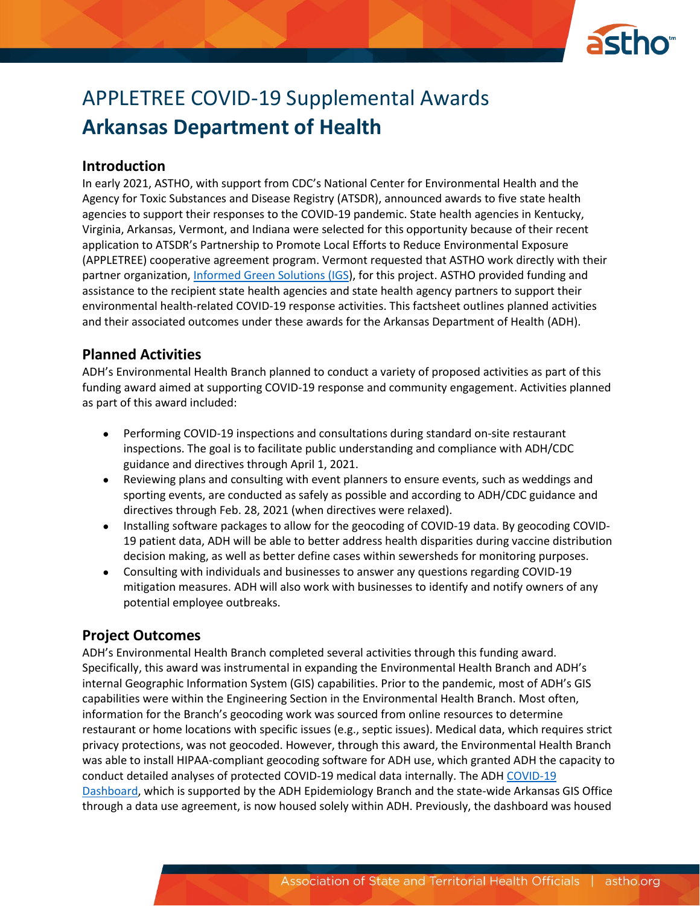# APPLETREE COVID-19 Supplemental Awards

# **Arkansas Department of Health**

## Introduction

In early 2021, ASTHO, with support from CDC's National Center for Environmental Health and the Agency for Toxic Substances and Disease Registry (ATSDR), announced awards to five state health agencies to support their responses to the COVID-19 pandemic. State health agencies in Kentucky, Virginia, Arkansas, Vermont, and Indiana were selected for this opportunity because of their recent application to ATSDR's Partnership to Promote Local Efforts to Reduce Environmental Exposure (APPLETREE) cooperative agreement program. Vermont requested that ASTHO work directly with their partner organization, Informed Green Solutions (IGS), for this project. ASTHO provided funding and assistance to the recipient state health agencies and state health agency partners to support their environmental health-related COVID-19 response activities. This factsheet outlines planned activities and their associated outcomes under these awards for the Arkansas Department of Health (ADH).

## Planned Activities

ADH's Environmental Health Branch planned to conduct a variety of proposed activities as part of this funding award aimed at supporting COVID-19 response and community engagement. Activities planned as part of this award included:

- Performing COVID-19 inspections and consultations during standard on-site restaurant inspections. The goal is to facilitate public understanding and compliance with ADH/CDC guidance and directives through April 1, 2021.
- Reviewing plans and consulting with event planners to ensure events, such as weddings and sporting events, are conducted as safely as possible and according to ADH/CDC guidance and directives through Feb. 28, 2021 (when directives were relaxed).
- Installing software packages to allow for the geocoding of COVID-19 data. By geocoding COVID-19 patient data, ADH will be able to better address health disparities during vaccine distribution decision making, as well as better define cases within sewersheds for monitoring purposes.
- Consulting with individuals and businesses to answer any questions regarding COVID-19 mitigation measures. ADH will also work with businesses to identify and notify owners of any potential employee outbreaks.

## Project Outcomes

ADH's Environmental Health Branch completed several activities through this funding award. Specifically, this award was instrumental in expanding the Environmental Health Branch and ADH's internal Geographic Information System (GIS) capabilities. Prior to the pandemic, most of ADH's GIS capabilities were within the Engineering Section in the Environmental Health Branch. Most often, information for the Branch's geocoding work was sourced from online resources to determine restaurant or home locations with specific issues (e.g., septic issues). Medical data, which requires strict privacy protections, was not geocoded. However, through this award, the Environmental Health Branch was able to install HIPAA-compliant geocoding software for ADH use, which granted ADH the capacity to conduct detailed analyses of protected COVID-19 medical data internally. The ADH COVID-19 Dashboard, which is supported by the ADH Epidemiology Branch and the state-wide Arkansas GIS Office through a data use agreement, is now housed solely within ADH. Previously, the dashboard was housed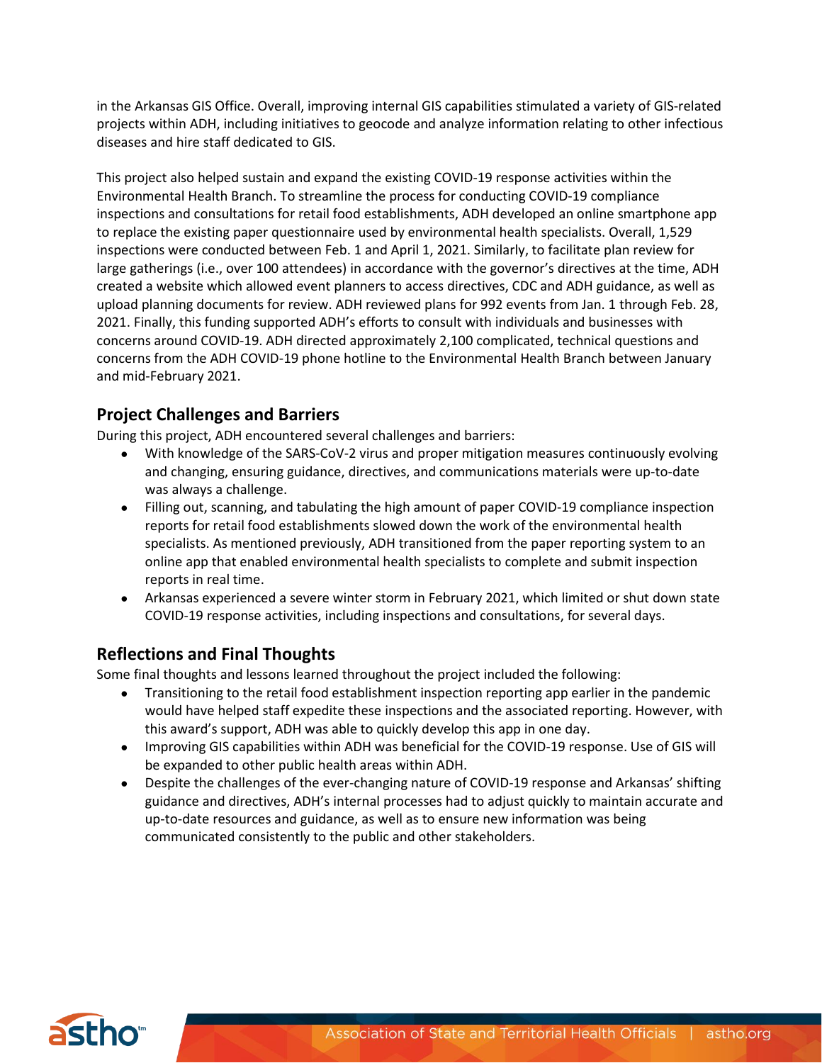in the Arkansas GIS Office. Overall, improving internal GIS capabilities stimulated a variety of GIS-related projects within ADH, including initiatives to geocode and analyze information relating to other infectious diseases and hire staff dedicated to GIS.

This project also helped sustain and expand the existing COVID-19 response activities within the Environmental Health Branch. To streamline the process for conducting COVID-19 compliance inspections and consultations for retail food establishments, ADH developed an online smartphone app to replace the existing paper questionnaire used by environmental health specialists. Overall, 1,529 inspections were conducted between Feb. 1 and April 1, 2021. Similarly, to facilitate plan review for large gatherings (i.e., over 100 attendees) in accordance with the governor's directives at the time, ADH created a website which allowed event planners to access directives, CDC and ADH guidance, as well as upload planning documents for review. ADH reviewed plans for 992 events from Jan. 1 through Feb. 28, 2021. Finally, this funding supported ADH's efforts to consult with individuals and businesses with concerns around COVID-19. ADH directed approximately 2,100 complicated, technical questions and concerns from the ADH COVID-19 phone hotline to the Environmental Health Branch between January and mid-February 2021.

## Project Challenges and Barriers

During this project, ADH encountered several challenges and barriers:

- With knowledge of the SARS-CoV-2 virus and proper mitigation measures continuously evolving and changing, ensuring guidance, directives, and communications materials were up-to-date was always a challenge.
- Filling out, scanning, and tabulating the high amount of paper COVID-19 compliance inspection reports for retail food establishments slowed down the work of the environmental health specialists. As mentioned previously, ADH transitioned from the paper reporting system to an online app that enabled environmental health specialists to complete and submit inspection reports in real time.
- Arkansas experienced a severe winter storm in February 2021, which limited or shut down state COVID-19 response activities, including inspections and consultations, for several days.

## Reflections and Final Thoughts

Some final thoughts and lessons learned throughout the project included the following:

- Transitioning to the retail food establishment inspection reporting app earlier in the pandemic would have helped staff expedite these inspections and the associated reporting. However, with this award's support, ADH was able to quickly develop this app in one day.
- Improving GIS capabilities within ADH was beneficial for the COVID-19 response. Use of GIS will be expanded to other public health areas within ADH.
- Despite the challenges of the ever-changing nature of COVID-19 response and Arkansas' shifting guidance and directives, ADH's internal processes had to adjust quickly to maintain accurate and up-to-date resources and guidance, as well as to ensure new information was being communicated consistently to the public and other stakeholders.